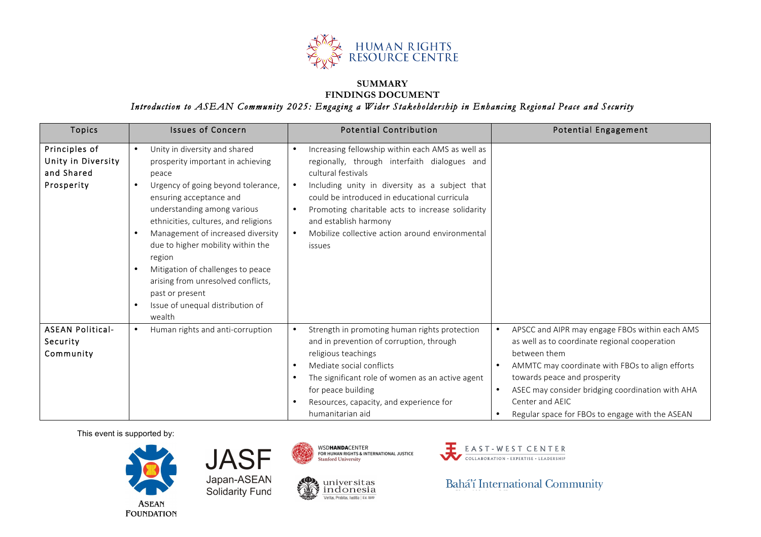HUMAN RIGHTS RESOURCE CENTRE

**SUMMARY**
**FINDINGS DOCUMENT**

*Introduction to ASEAN Community 2025: Engaging a Wider Stakeholdership in Enhancing Regional Peace and Security*

| Topics | Issues of Concern | Potential Contribution | Potential Engagement |
|---|---|---|---|
| Principles of Unity in Diversity and Shared Prosperity | • Unity in diversity and shared prosperity important in achieving peace<br>• Urgency of going beyond tolerance, ensuring acceptance and understanding among various ethnicities, cultures, and religions<br>• Management of increased diversity due to higher mobility within the region<br>• Mitigation of challenges to peace arising from unresolved conflicts, past or present<br>• Issue of unequal distribution of wealth | • Increasing fellowship within each AMS as well as regionally, through interfaith dialogues and cultural festivals<br>• Including unity in diversity as a subject that could be introduced in educational curricula<br>• Promoting charitable acts to increase solidarity and establish harmony<br>• Mobilize collective action around environmental issues | |
| ASEAN Political-Security Community | • Human rights and anti-corruption | • Strength in promoting human rights protection and in prevention of corruption, through religious teachings<br>• Mediate social conflicts<br>• The significant role of women as an active agent for peace building<br>• Resources, capacity, and experience for humanitarian aid | • APSCC and AIPR may engage FBOs within each AMS as well as to coordinate regional cooperation between them<br>• AMMTC may coordinate with FBOs to align efforts towards peace and prosperity<br>• ASEC may consider bridging coordination with AHA Center and AEIC<br>• Regular space for FBOs to engage with the ASEAN |

This event is supported by:

ASEAN Foundation · JASF Japan-ASEAN Solidarity Fund · WSD Handa Center for Human Rights & International Justice, Stanford University · Universitas Indonesia · East-West Center · Bahá'í International Community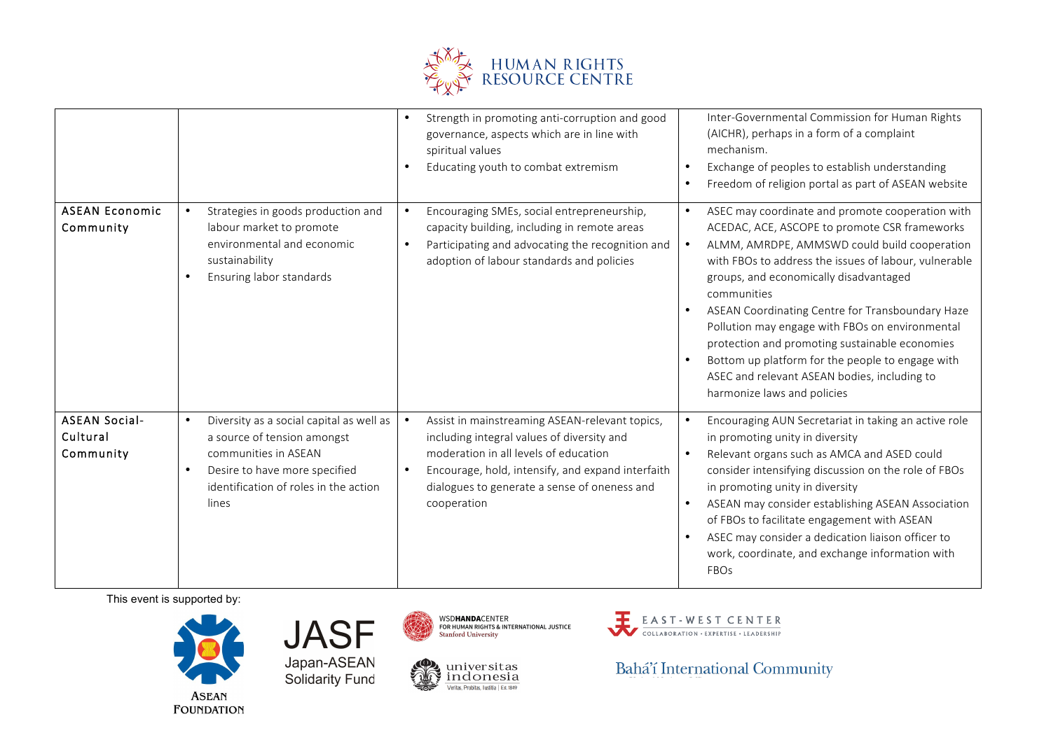| | | | |
|---|---|---|---|
| | | • Strength in promoting anti-corruption and good governance, aspects which are in line with spiritual values<br>• Educating youth to combat extremism | Inter-Governmental Commission for Human Rights (AICHR), perhaps in a form of a complaint mechanism.<br>• Exchange of peoples to establish understanding<br>• Freedom of religion portal as part of ASEAN website |
| ASEAN Economic Community | • Strategies in goods production and labour market to promote environmental and economic sustainability<br>• Ensuring labor standards | • Encouraging SMEs, social entrepreneurship, capacity building, including in remote areas<br>• Participating and advocating the recognition and adoption of labour standards and policies | • ASEC may coordinate and promote cooperation with ACEDAC, ACE, ASCOPE to promote CSR frameworks<br>• ALMM, AMRDPE, AMMSWD could build cooperation with FBOs to address the issues of labour, vulnerable groups, and economically disadvantaged communities<br>• ASEAN Coordinating Centre for Transboundary Haze Pollution may engage with FBOs on environmental protection and promoting sustainable economies<br>• Bottom up platform for the people to engage with ASEC and relevant ASEAN bodies, including to harmonize laws and policies |
| ASEAN Social-Cultural Community | • Diversity as a social capital as well as a source of tension amongst communities in ASEAN<br>• Desire to have more specified identification of roles in the action lines | • Assist in mainstreaming ASEAN-relevant topics, including integral values of diversity and moderation in all levels of education<br>• Encourage, hold, intensify, and expand interfaith dialogues to generate a sense of oneness and cooperation | • Encouraging AUN Secretariat in taking an active role in promoting unity in diversity<br>• Relevant organs such as AMCA and ASED could consider intensifying discussion on the role of FBOs in promoting unity in diversity<br>• ASEAN may consider establishing ASEAN Association of FBOs to facilitate engagement with ASEAN<br>• ASEC may consider a dedication liaison officer to work, coordinate, and exchange information with FBOs |

This event is supported by:

ASEAN Foundation

JASF Japan-ASEAN Solidarity Fund

WSD HANDA CENTER FOR HUMAN RIGHTS & INTERNATIONAL JUSTICE Stanford University

universitas indonesia

EAST-WEST CENTER COLLABORATION · EXPERTISE · LEADERSHIP

Bahá'í International Community